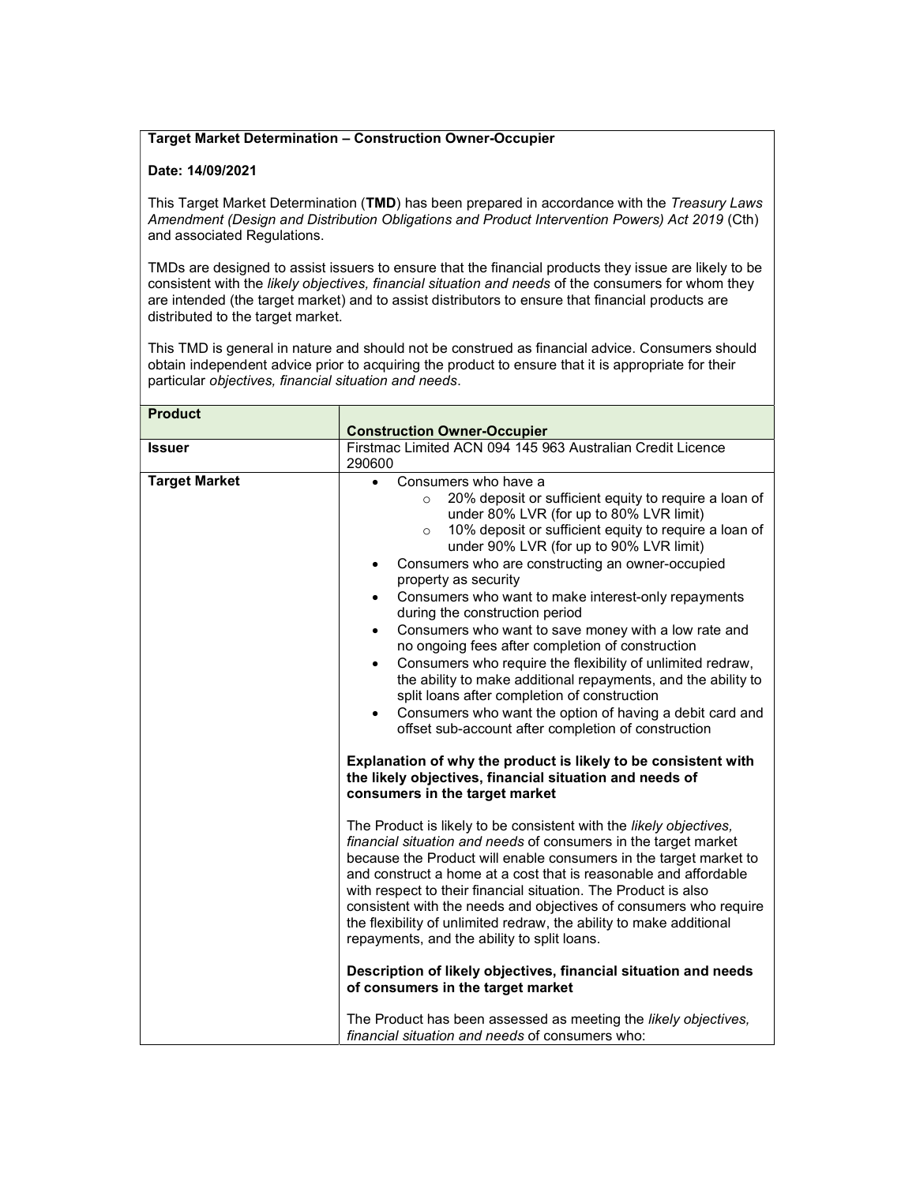**Target Market Determination – Construction Owner-Occupier**

**Date: 14/09/2021**

This Target Market Determination (**TMD**) has been prepared in accordance with the *Treasury Laws Amendment (Design and Distribution Obligations and Product Intervention Powers) Act 2019* (Cth) and associated Regulations.

TMDs are designed to assist issuers to ensure that the financial products they issue are likely to be consistent with the *likely objectives, financial situation and needs* of the consumers for whom they are intended (the target market) and to assist distributors to ensure that financial products are distributed to the target market.

This TMD is general in nature and should not be construed as financial advice. Consumers should obtain independent advice prior to acquiring the product to ensure that it is appropriate for their particular *objectives, financial situation and needs*.

| **Product** | **Construction Owner-Occupier** |
|---|---|
| **Issuer** | Firstmac Limited ACN 094 145 963 Australian Credit Licence 290600 |
| **Target Market** | • Consumers who have a<br>  ○ 20% deposit or sufficient equity to require a loan of under 80% LVR (for up to 80% LVR limit)<br>  ○ 10% deposit or sufficient equity to require a loan of under 90% LVR (for up to 90% LVR limit)<br>• Consumers who are constructing an owner-occupied property as security<br>• Consumers who want to make interest-only repayments during the construction period<br>• Consumers who want to save money with a low rate and no ongoing fees after completion of construction<br>• Consumers who require the flexibility of unlimited redraw, the ability to make additional repayments, and the ability to split loans after completion of construction<br>• Consumers who want the option of having a debit card and offset sub-account after completion of construction<br><br>**Explanation of why the product is likely to be consistent with the likely objectives, financial situation and needs of consumers in the target market**<br><br>The Product is likely to be consistent with the *likely objectives, financial situation and needs* of consumers in the target market because the Product will enable consumers in the target market to and construct a home at a cost that is reasonable and affordable with respect to their financial situation. The Product is also consistent with the needs and objectives of consumers who require the flexibility of unlimited redraw, the ability to make additional repayments, and the ability to split loans.<br><br>**Description of likely objectives, financial situation and needs of consumers in the target market**<br><br>The Product has been assessed as meeting the *likely objectives, financial situation and needs* of consumers who: |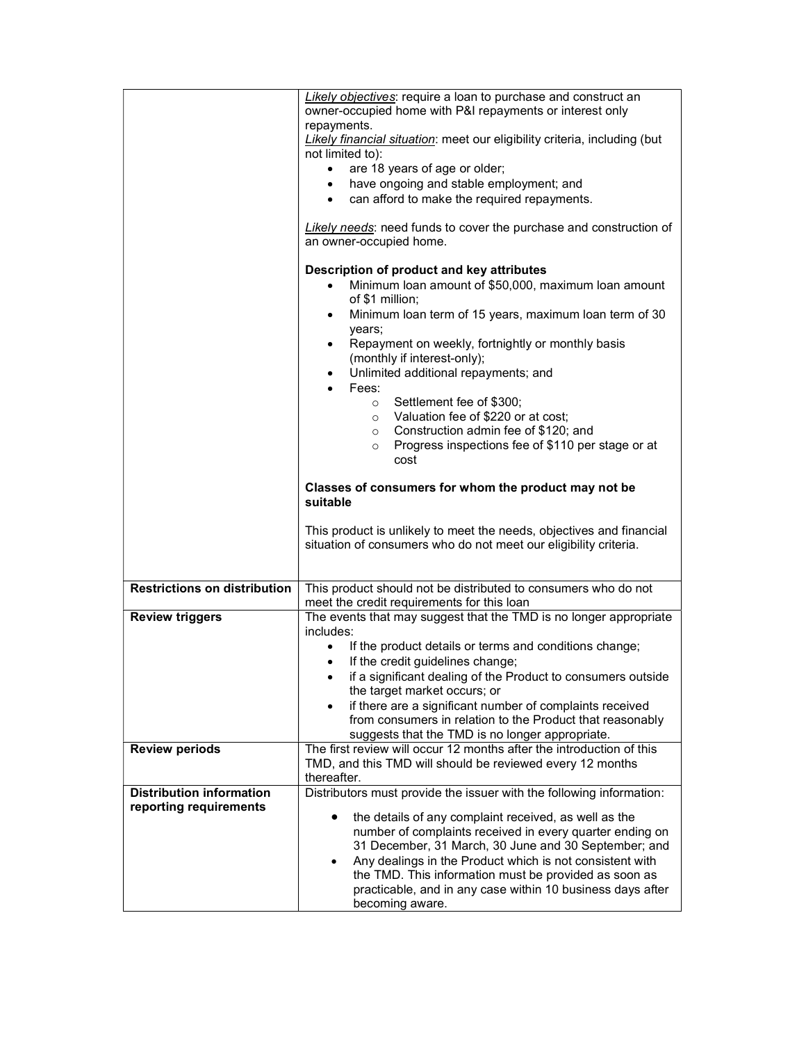| | |
|---|---|
| | *Likely objectives*: require a loan to purchase and construct an owner-occupied home with P&I repayments or interest only repayments.<br>*Likely financial situation*: meet our eligibility criteria, including (but not limited to):<br>• are 18 years of age or older;<br>• have ongoing and stable employment; and<br>• can afford to make the required repayments.<br><br>*Likely needs*: need funds to cover the purchase and construction of an owner-occupied home.<br><br>**Description of product and key attributes**<br>• Minimum loan amount of $50,000, maximum loan amount of $1 million;<br>• Minimum loan term of 15 years, maximum loan term of 30 years;<br>• Repayment on weekly, fortnightly or monthly basis (monthly if interest-only);<br>• Unlimited additional repayments; and<br>• Fees:<br>  ○ Settlement fee of $300;<br>  ○ Valuation fee of $220 or at cost;<br>  ○ Construction admin fee of $120; and<br>  ○ Progress inspections fee of $110 per stage or at cost<br><br>**Classes of consumers for whom the product may not be suitable**<br><br>This product is unlikely to meet the needs, objectives and financial situation of consumers who do not meet our eligibility criteria. |
| **Restrictions on distribution** | This product should not be distributed to consumers who do not meet the credit requirements for this loan |
| **Review triggers** | The events that may suggest that the TMD is no longer appropriate includes:<br>• If the product details or terms and conditions change;<br>• If the credit guidelines change;<br>• if a significant dealing of the Product to consumers outside the target market occurs; or<br>• if there are a significant number of complaints received from consumers in relation to the Product that reasonably suggests that the TMD is no longer appropriate. |
| **Review periods** | The first review will occur 12 months after the introduction of this TMD, and this TMD will should be reviewed every 12 months thereafter. |
| **Distribution information reporting requirements** | Distributors must provide the issuer with the following information:<br><br>• the details of any complaint received, as well as the number of complaints received in every quarter ending on 31 December, 31 March, 30 June and 30 September; and<br>• Any dealings in the Product which is not consistent with the TMD. This information must be provided as soon as practicable, and in any case within 10 business days after becoming aware. |